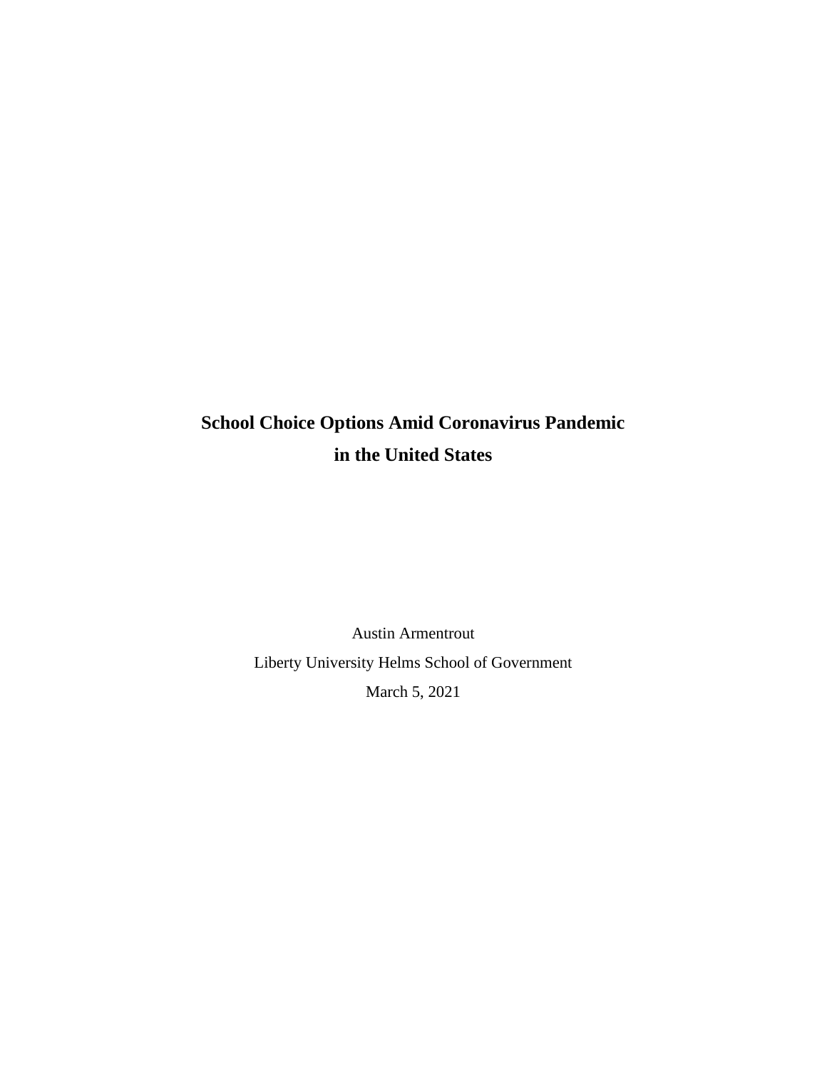# School Choice Options Amid Coronavirus Pandemic in the United States

Austin Armentrout

Liberty University Helms School of Government

March 5, 2021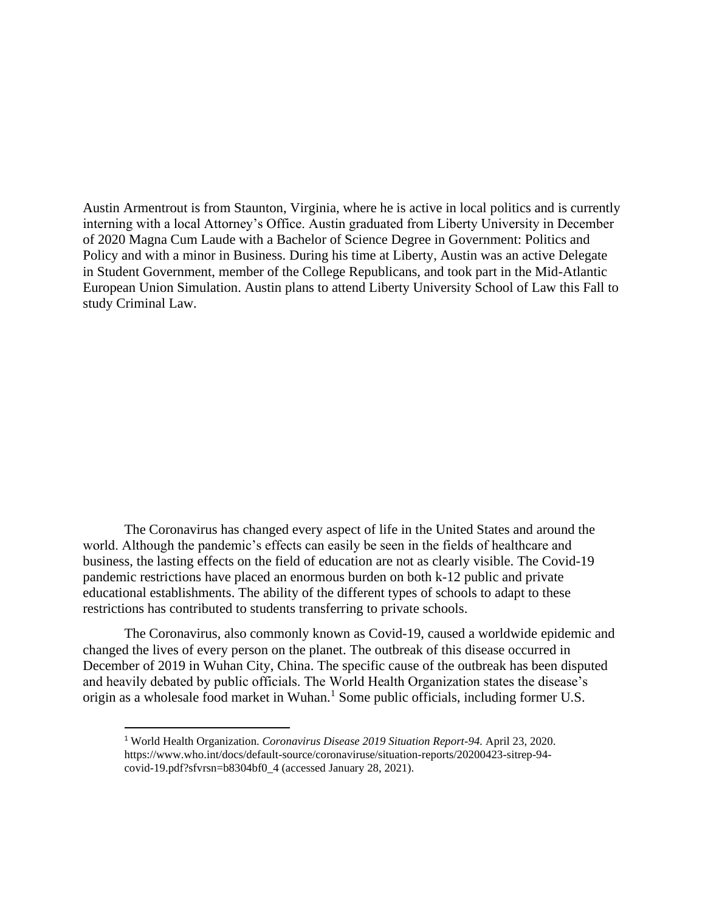Austin Armentrout is from Staunton, Virginia, where he is active in local politics and is currently interning with a local Attorney's Office. Austin graduated from Liberty University in December of 2020 Magna Cum Laude with a Bachelor of Science Degree in Government: Politics and Policy and with a minor in Business. During his time at Liberty, Austin was an active Delegate in Student Government, member of the College Republicans, and took part in the Mid-Atlantic European Union Simulation. Austin plans to attend Liberty University School of Law this Fall to study Criminal Law.

The Coronavirus has changed every aspect of life in the United States and around the world. Although the pandemic's effects can easily be seen in the fields of healthcare and business, the lasting effects on the field of education are not as clearly visible. The Covid-19 pandemic restrictions have placed an enormous burden on both k-12 public and private educational establishments. The ability of the different types of schools to adapt to these restrictions has contributed to students transferring to private schools.

The Coronavirus, also commonly known as Covid-19, caused a worldwide epidemic and changed the lives of every person on the planet. The outbreak of this disease occurred in December of 2019 in Wuhan City, China. The specific cause of the outbreak has been disputed and heavily debated by public officials. The World Health Organization states the disease's origin as a wholesale food market in Wuhan.[1] Some public officials, including former U.S.

---

[1] World Health Organization. *Coronavirus Disease 2019 Situation Report-94.* April 23, 2020. https://www.who.int/docs/default-source/coronaviruse/situation-reports/20200423-sitrep-94-covid-19.pdf?sfvrsn=b8304bf0_4 (accessed January 28, 2021).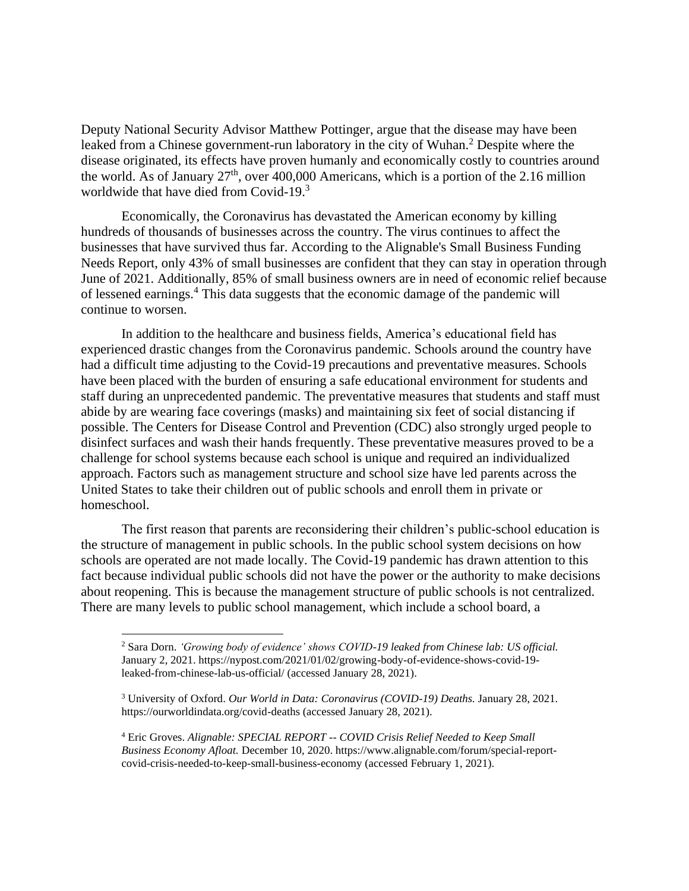Deputy National Security Advisor Matthew Pottinger, argue that the disease may have been leaked from a Chinese government-run laboratory in the city of Wuhan.[2] Despite where the disease originated, its effects have proven humanly and economically costly to countries around the world. As of January 27th, over 400,000 Americans, which is a portion of the 2.16 million worldwide that have died from Covid-19.[3]

Economically, the Coronavirus has devastated the American economy by killing hundreds of thousands of businesses across the country. The virus continues to affect the businesses that have survived thus far. According to the Alignable's Small Business Funding Needs Report, only 43% of small businesses are confident that they can stay in operation through June of 2021. Additionally, 85% of small business owners are in need of economic relief because of lessened earnings.[4] This data suggests that the economic damage of the pandemic will continue to worsen.

In addition to the healthcare and business fields, America's educational field has experienced drastic changes from the Coronavirus pandemic. Schools around the country have had a difficult time adjusting to the Covid-19 precautions and preventative measures. Schools have been placed with the burden of ensuring a safe educational environment for students and staff during an unprecedented pandemic. The preventative measures that students and staff must abide by are wearing face coverings (masks) and maintaining six feet of social distancing if possible. The Centers for Disease Control and Prevention (CDC) also strongly urged people to disinfect surfaces and wash their hands frequently. These preventative measures proved to be a challenge for school systems because each school is unique and required an individualized approach. Factors such as management structure and school size have led parents across the United States to take their children out of public schools and enroll them in private or homeschool.

The first reason that parents are reconsidering their children's public-school education is the structure of management in public schools. In the public school system decisions on how schools are operated are not made locally. The Covid-19 pandemic has drawn attention to this fact because individual public schools did not have the power or the authority to make decisions about reopening. This is because the management structure of public schools is not centralized. There are many levels to public school management, which include a school board, a

[2] Sara Dorn. *'Growing body of evidence' shows COVID-19 leaked from Chinese lab: US official.* January 2, 2021. https://nypost.com/2021/01/02/growing-body-of-evidence-shows-covid-19-leaked-from-chinese-lab-us-official/ (accessed January 28, 2021).

[3] University of Oxford. *Our World in Data: Coronavirus (COVID-19) Deaths.* January 28, 2021. https://ourworldindata.org/covid-deaths (accessed January 28, 2021).

[4] Eric Groves. *Alignable: SPECIAL REPORT -- COVID Crisis Relief Needed to Keep Small Business Economy Afloat.* December 10, 2020. https://www.alignable.com/forum/special-report-covid-crisis-needed-to-keep-small-business-economy (accessed February 1, 2021).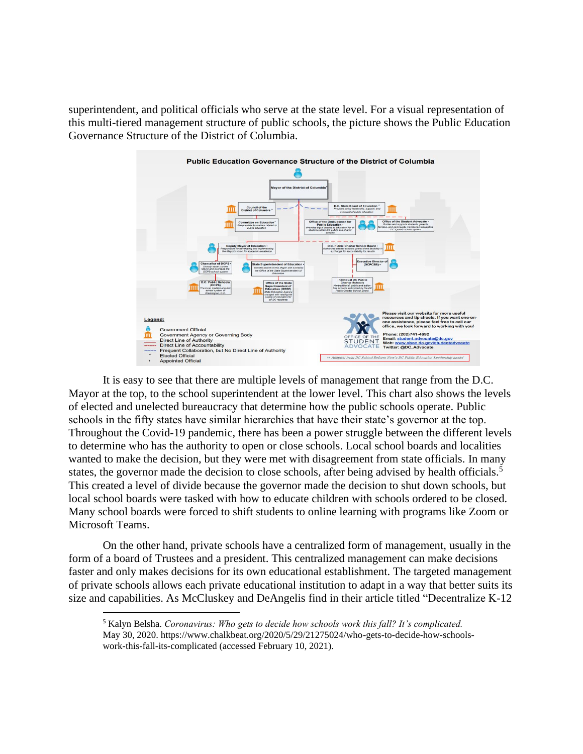superintendent, and political officials who serve at the state level. For a visual representation of this multi-tiered management structure of public schools, the picture shows the Public Education Governance Structure of the District of Columbia.

It is easy to see that there are multiple levels of management that range from the D.C. Mayor at the top, to the school superintendent at the lower level. This chart also shows the levels of elected and unelected bureaucracy that determine how the public schools operate. Public schools in the fifty states have similar hierarchies that have their state's governor at the top. Throughout the Covid-19 pandemic, there has been a power struggle between the different levels to determine who has the authority to open or close schools. Local school boards and localities wanted to make the decision, but they were met with disagreement from state officials. In many states, the governor made the decision to close schools, after being advised by health officials.[5] This created a level of divide because the governor made the decision to shut down schools, but local school boards were tasked with how to educate children with schools ordered to be closed. Many school boards were forced to shift students to online learning with programs like Zoom or Microsoft Teams.

On the other hand, private schools have a centralized form of management, usually in the form of a board of Trustees and a president. This centralized management can make decisions faster and only makes decisions for its own educational establishment. The targeted management of private schools allows each private educational institution to adapt in a way that better suits its size and capabilities. As McCluskey and DeAngelis find in their article titled "Decentralize K-12

[5] Kalyn Belsha. *Coronavirus: Who gets to decide how schools work this fall? It's complicated.* May 30, 2020. https://www.chalkbeat.org/2020/5/29/21275024/who-gets-to-decide-how-schools-work-this-fall-its-complicated (accessed February 10, 2021).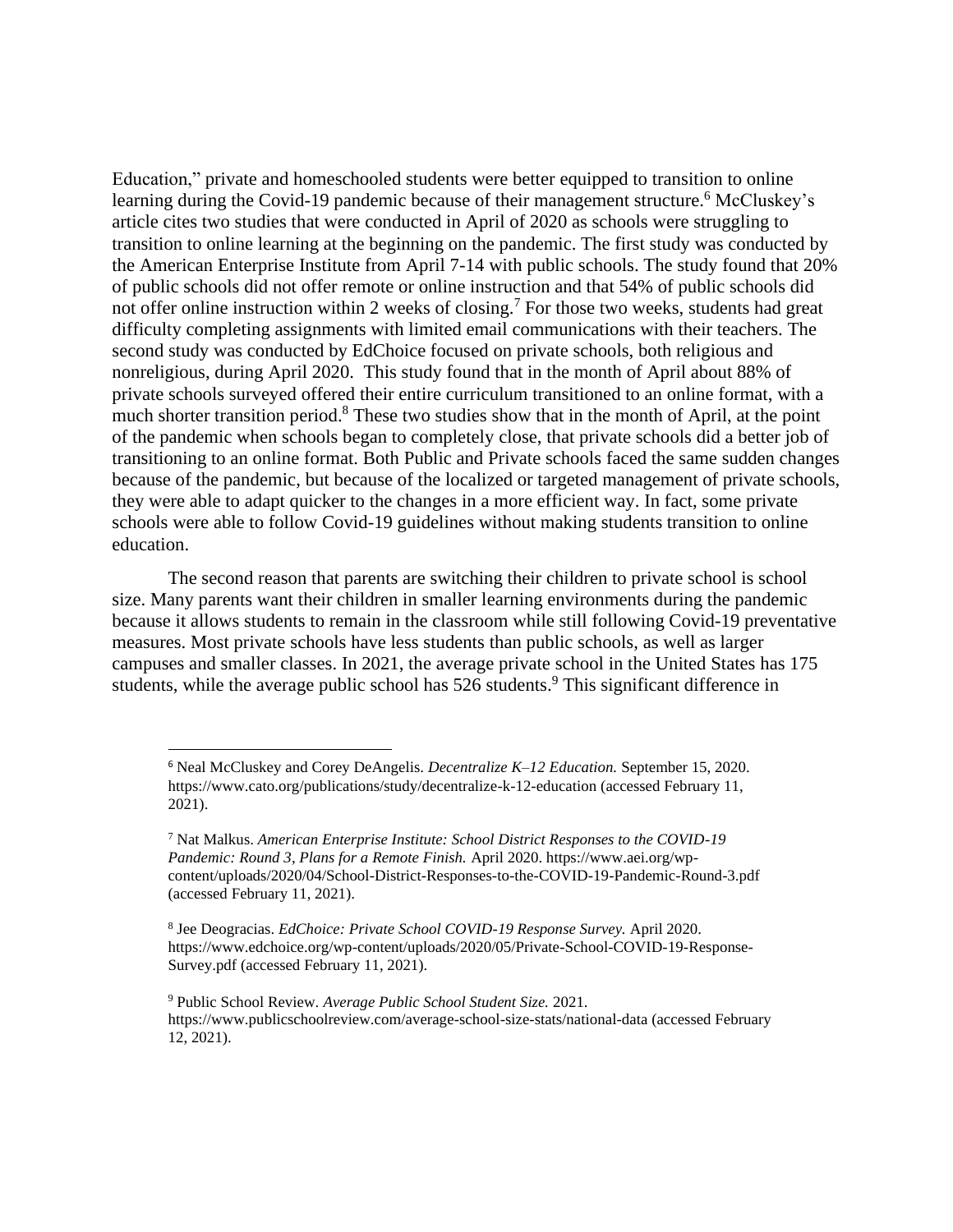Education," private and homeschooled students were better equipped to transition to online learning during the Covid-19 pandemic because of their management structure.[6] McCluskey's article cites two studies that were conducted in April of 2020 as schools were struggling to transition to online learning at the beginning on the pandemic. The first study was conducted by the American Enterprise Institute from April 7-14 with public schools. The study found that 20% of public schools did not offer remote or online instruction and that 54% of public schools did not offer online instruction within 2 weeks of closing.[7] For those two weeks, students had great difficulty completing assignments with limited email communications with their teachers. The second study was conducted by EdChoice focused on private schools, both religious and nonreligious, during April 2020. This study found that in the month of April about 88% of private schools surveyed offered their entire curriculum transitioned to an online format, with a much shorter transition period.[8] These two studies show that in the month of April, at the point of the pandemic when schools began to completely close, that private schools did a better job of transitioning to an online format. Both Public and Private schools faced the same sudden changes because of the pandemic, but because of the localized or targeted management of private schools, they were able to adapt quicker to the changes in a more efficient way. In fact, some private schools were able to follow Covid-19 guidelines without making students transition to online education.

The second reason that parents are switching their children to private school is school size. Many parents want their children in smaller learning environments during the pandemic because it allows students to remain in the classroom while still following Covid-19 preventative measures. Most private schools have less students than public schools, as well as larger campuses and smaller classes. In 2021, the average private school in the United States has 175 students, while the average public school has 526 students.[9] This significant difference in

---

[6] Neal McCluskey and Corey DeAngelis. *Decentralize K–12 Education.* September 15, 2020. https://www.cato.org/publications/study/decentralize-k-12-education (accessed February 11, 2021).

[7] Nat Malkus. *American Enterprise Institute: School District Responses to the COVID-19 Pandemic: Round 3, Plans for a Remote Finish.* April 2020. https://www.aei.org/wp-content/uploads/2020/04/School-District-Responses-to-the-COVID-19-Pandemic-Round-3.pdf (accessed February 11, 2021).

[8] Jee Deogracias. *EdChoice: Private School COVID-19 Response Survey.* April 2020. https://www.edchoice.org/wp-content/uploads/2020/05/Private-School-COVID-19-Response-Survey.pdf (accessed February 11, 2021).

[9] Public School Review. *Average Public School Student Size.* 2021. https://www.publicschoolreview.com/average-school-size-stats/national-data (accessed February 12, 2021).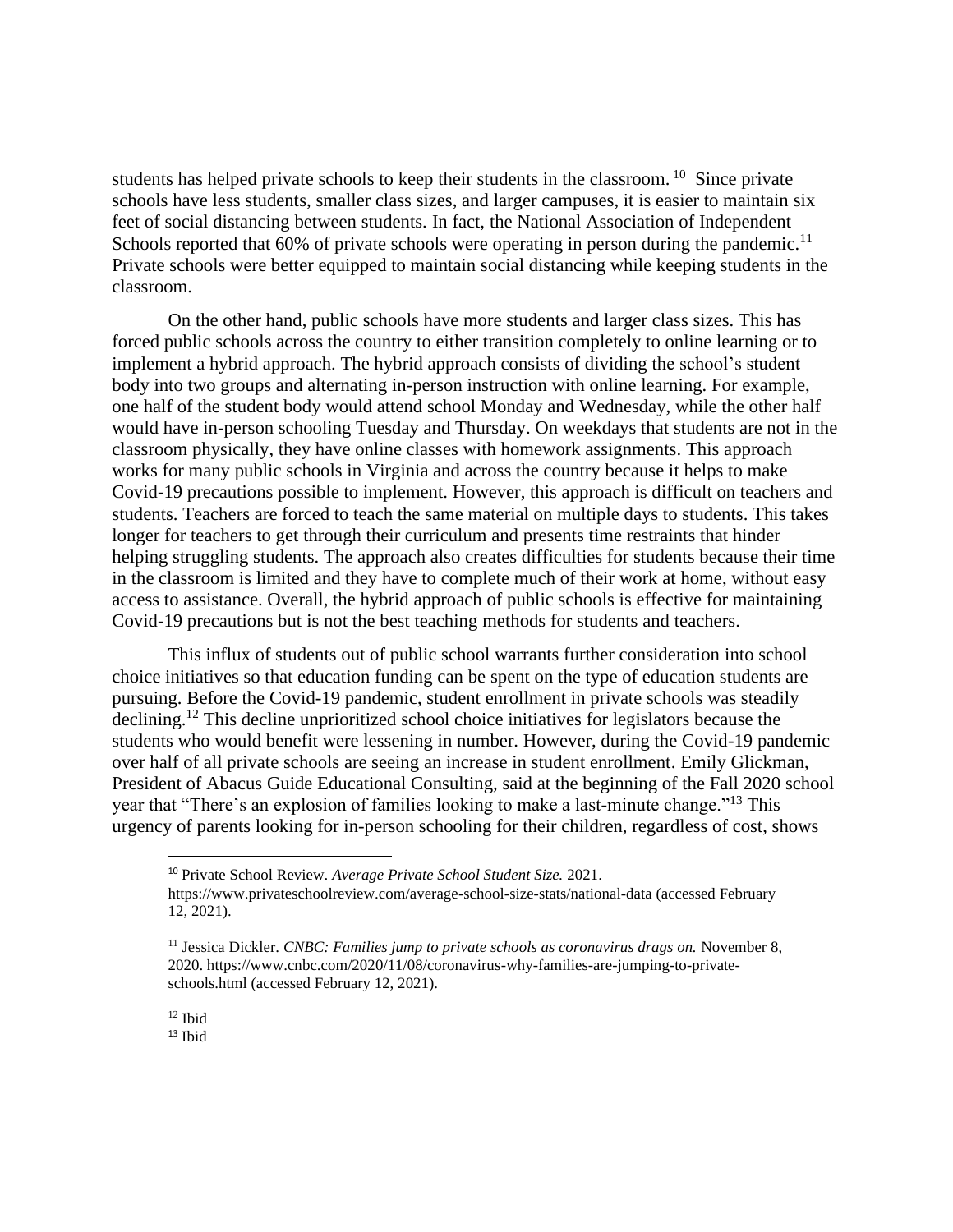students has helped private schools to keep their students in the classroom.[10] Since private schools have less students, smaller class sizes, and larger campuses, it is easier to maintain six feet of social distancing between students. In fact, the National Association of Independent Schools reported that 60% of private schools were operating in person during the pandemic.[11] Private schools were better equipped to maintain social distancing while keeping students in the classroom.

On the other hand, public schools have more students and larger class sizes. This has forced public schools across the country to either transition completely to online learning or to implement a hybrid approach. The hybrid approach consists of dividing the school's student body into two groups and alternating in-person instruction with online learning. For example, one half of the student body would attend school Monday and Wednesday, while the other half would have in-person schooling Tuesday and Thursday. On weekdays that students are not in the classroom physically, they have online classes with homework assignments. This approach works for many public schools in Virginia and across the country because it helps to make Covid-19 precautions possible to implement. However, this approach is difficult on teachers and students. Teachers are forced to teach the same material on multiple days to students. This takes longer for teachers to get through their curriculum and presents time restraints that hinder helping struggling students. The approach also creates difficulties for students because their time in the classroom is limited and they have to complete much of their work at home, without easy access to assistance. Overall, the hybrid approach of public schools is effective for maintaining Covid-19 precautions but is not the best teaching methods for students and teachers.

This influx of students out of public school warrants further consideration into school choice initiatives so that education funding can be spent on the type of education students are pursuing. Before the Covid-19 pandemic, student enrollment in private schools was steadily declining.[12] This decline unprioritized school choice initiatives for legislators because the students who would benefit were lessening in number. However, during the Covid-19 pandemic over half of all private schools are seeing an increase in student enrollment. Emily Glickman, President of Abacus Guide Educational Consulting, said at the beginning of the Fall 2020 school year that "There's an explosion of families looking to make a last-minute change."[13] This urgency of parents looking for in-person schooling for their children, regardless of cost, shows

---

[10] Private School Review. *Average Private School Student Size.* 2021. https://www.privateschoolreview.com/average-school-size-stats/national-data (accessed February 12, 2021).

[11] Jessica Dickler. *CNBC: Families jump to private schools as coronavirus drags on.* November 8, 2020. https://www.cnbc.com/2020/11/08/coronavirus-why-families-are-jumping-to-private-schools.html (accessed February 12, 2021).

[12] Ibid

[13] Ibid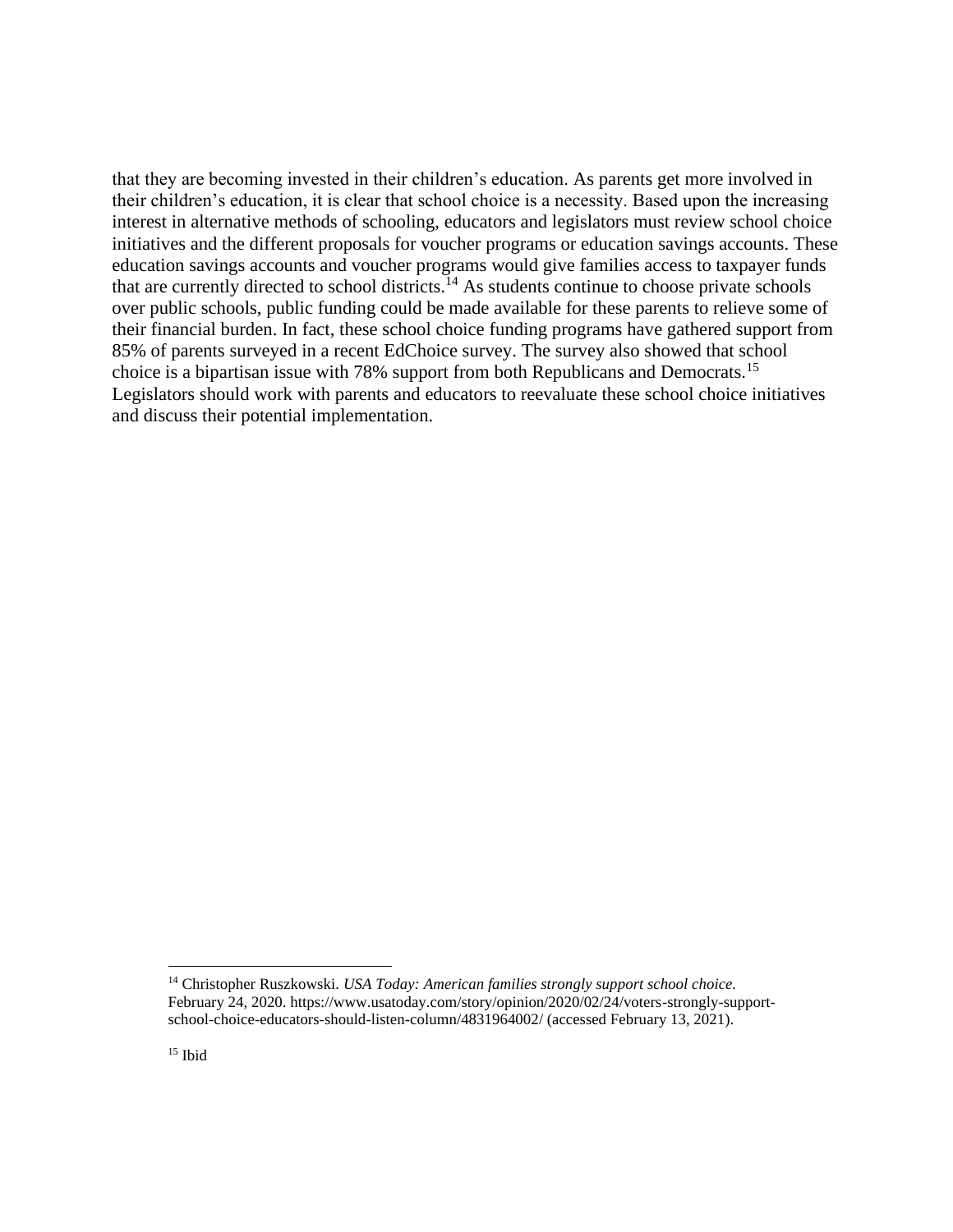that they are becoming invested in their children's education. As parents get more involved in their children's education, it is clear that school choice is a necessity. Based upon the increasing interest in alternative methods of schooling, educators and legislators must review school choice initiatives and the different proposals for voucher programs or education savings accounts. These education savings accounts and voucher programs would give families access to taxpayer funds that are currently directed to school districts.[14] As students continue to choose private schools over public schools, public funding could be made available for these parents to relieve some of their financial burden. In fact, these school choice funding programs have gathered support from 85% of parents surveyed in a recent EdChoice survey. The survey also showed that school choice is a bipartisan issue with 78% support from both Republicans and Democrats.[15] Legislators should work with parents and educators to reevaluate these school choice initiatives and discuss their potential implementation.

---

[14] Christopher Ruszkowski. *USA Today: American families strongly support school choice.* February 24, 2020. https://www.usatoday.com/story/opinion/2020/02/24/voters-strongly-support-school-choice-educators-should-listen-column/4831964002/ (accessed February 13, 2021).

[15] Ibid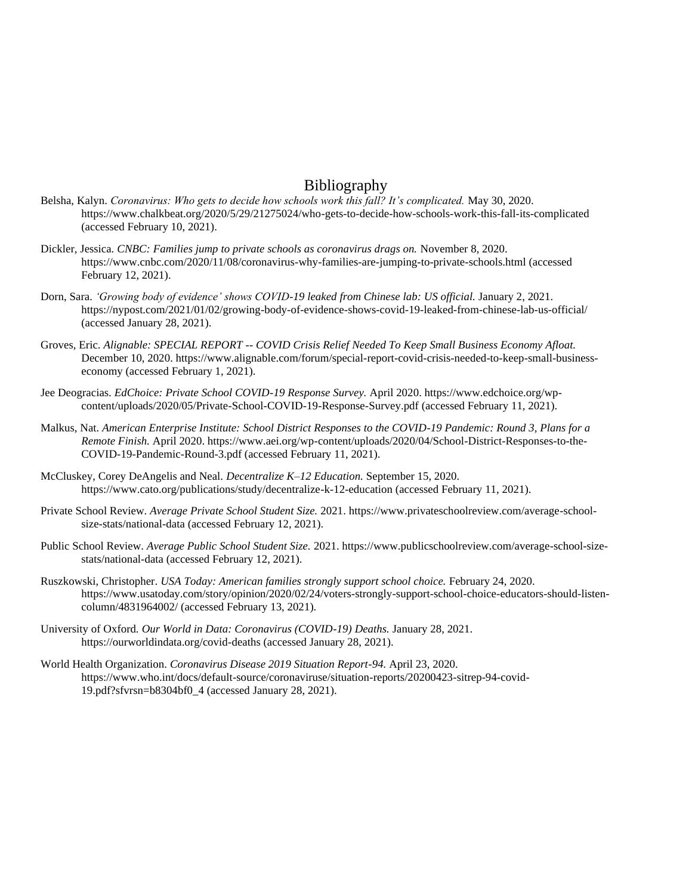# Bibliography

Belsha, Kalyn. *Coronavirus: Who gets to decide how schools work this fall? It's complicated.* May 30, 2020. https://www.chalkbeat.org/2020/5/29/21275024/who-gets-to-decide-how-schools-work-this-fall-its-complicated (accessed February 10, 2021).

Dickler, Jessica. *CNBC: Families jump to private schools as coronavirus drags on.* November 8, 2020. https://www.cnbc.com/2020/11/08/coronavirus-why-families-are-jumping-to-private-schools.html (accessed February 12, 2021).

Dorn, Sara. *'Growing body of evidence' shows COVID-19 leaked from Chinese lab: US official.* January 2, 2021. https://nypost.com/2021/01/02/growing-body-of-evidence-shows-covid-19-leaked-from-chinese-lab-us-official/ (accessed January 28, 2021).

Groves, Eric. *Alignable: SPECIAL REPORT -- COVID Crisis Relief Needed To Keep Small Business Economy Afloat.* December 10, 2020. https://www.alignable.com/forum/special-report-covid-crisis-needed-to-keep-small-business-economy (accessed February 1, 2021).

Jee Deogracias. *EdChoice: Private School COVID-19 Response Survey.* April 2020. https://www.edchoice.org/wp-content/uploads/2020/05/Private-School-COVID-19-Response-Survey.pdf (accessed February 11, 2021).

Malkus, Nat. *American Enterprise Institute: School District Responses to the COVID-19 Pandemic: Round 3, Plans for a Remote Finish.* April 2020. https://www.aei.org/wp-content/uploads/2020/04/School-District-Responses-to-the-COVID-19-Pandemic-Round-3.pdf (accessed February 11, 2021).

McCluskey, Corey DeAngelis and Neal. *Decentralize K–12 Education.* September 15, 2020. https://www.cato.org/publications/study/decentralize-k-12-education (accessed February 11, 2021).

Private School Review. *Average Private School Student Size.* 2021. https://www.privateschoolreview.com/average-school-size-stats/national-data (accessed February 12, 2021).

Public School Review. *Average Public School Student Size.* 2021. https://www.publicschoolreview.com/average-school-size-stats/national-data (accessed February 12, 2021).

Ruszkowski, Christopher. *USA Today: American families strongly support school choice.* February 24, 2020. https://www.usatoday.com/story/opinion/2020/02/24/voters-strongly-support-school-choice-educators-should-listen-column/4831964002/ (accessed February 13, 2021).

University of Oxford. *Our World in Data: Coronavirus (COVID-19) Deaths.* January 28, 2021. https://ourworldindata.org/covid-deaths (accessed January 28, 2021).

World Health Organization. *Coronavirus Disease 2019 Situation Report-94.* April 23, 2020. https://www.who.int/docs/default-source/coronaviruse/situation-reports/20200423-sitrep-94-covid-19.pdf?sfvrsn=b8304bf0_4 (accessed January 28, 2021).